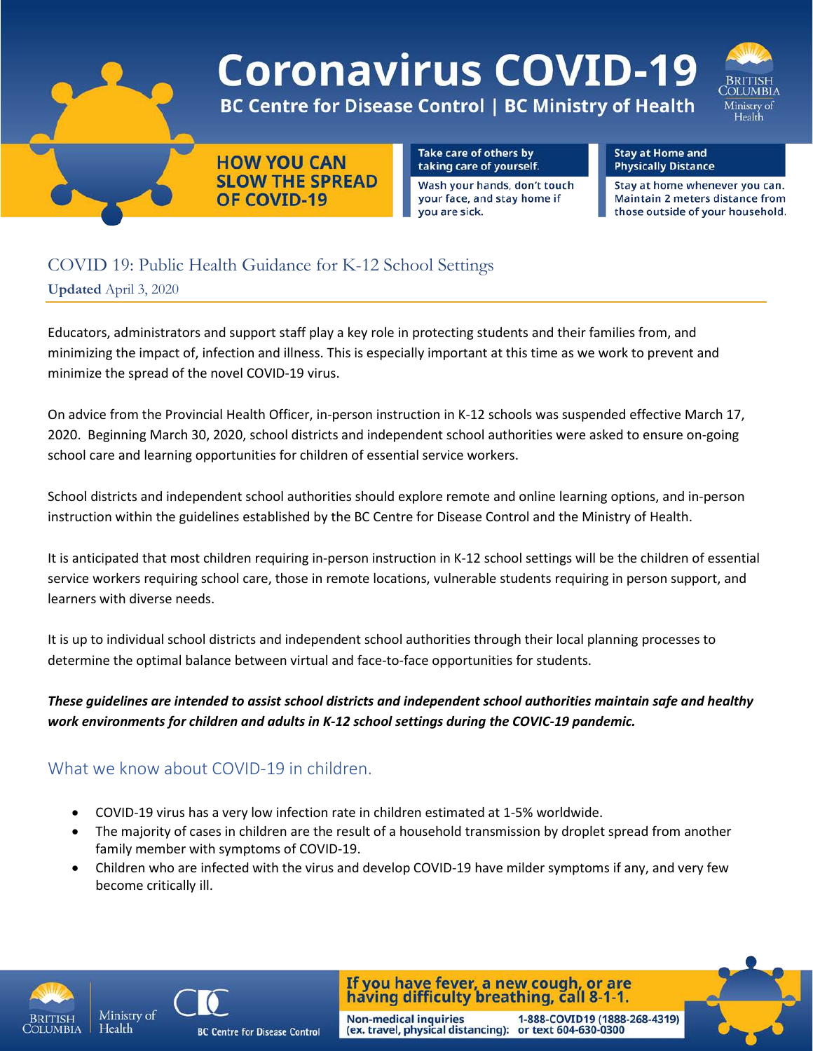# Coronavirus COVID-19

**BC Centre for Disease Control | BC Ministry of Health**

**HOW YOU CAN SLOW THE SPREAD OF COVID-19**

**Take care of others by taking care of yourself.**
Wash your hands, don't touch your face, and stay home if you are sick.

**Stay at Home and Physically Distance**
Stay at home whenever you can. Maintain 2 meters distance from those outside of your household.

## COVID 19: Public Health Guidance for K-12 School Settings

**Updated** April 3, 2020

Educators, administrators and support staff play a key role in protecting students and their families from, and minimizing the impact of, infection and illness. This is especially important at this time as we work to prevent and minimize the spread of the novel COVID-19 virus.

On advice from the Provincial Health Officer, in-person instruction in K-12 schools was suspended effective March 17, 2020. Beginning March 30, 2020, school districts and independent school authorities were asked to ensure on-going school care and learning opportunities for children of essential service workers.

School districts and independent school authorities should explore remote and online learning options, and in-person instruction within the guidelines established by the BC Centre for Disease Control and the Ministry of Health.

It is anticipated that most children requiring in-person instruction in K-12 school settings will be the children of essential service workers requiring school care, those in remote locations, vulnerable students requiring in person support, and learners with diverse needs.

It is up to individual school districts and independent school authorities through their local planning processes to determine the optimal balance between virtual and face-to-face opportunities for students.

***These guidelines are intended to assist school districts and independent school authorities maintain safe and healthy work environments for children and adults in K-12 school settings during the COVIC-19 pandemic.***

### What we know about COVID-19 in children.

- COVID-19 virus has a very low infection rate in children estimated at 1-5% worldwide.
- The majority of cases in children are the result of a household transmission by droplet spread from another family member with symptoms of COVID-19.
- Children who are infected with the virus and develop COVID-19 have milder symptoms if any, and very few become critically ill.

**If you have fever, a new cough, or are having difficulty breathing, call 8-1-1.**

Non-medical inquiries (ex. travel, physical distancing): 1-888-COVID19 (1888-268-4319) or text 604-630-0300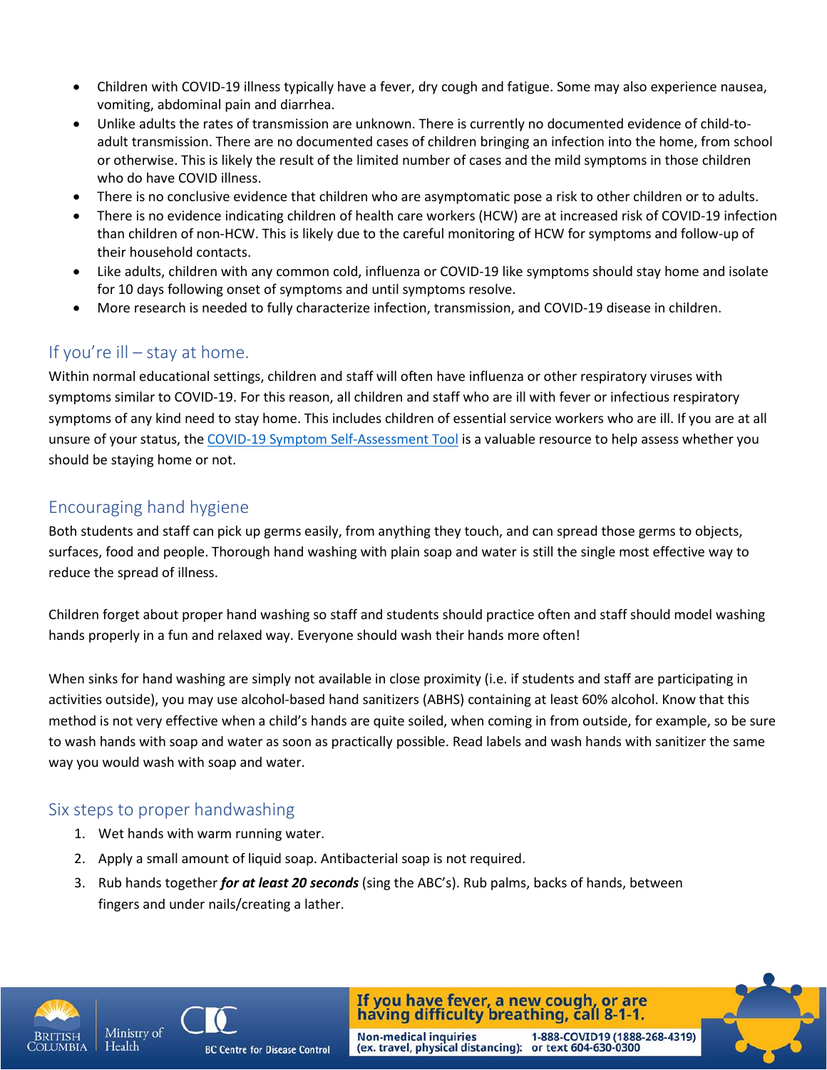- Children with COVID-19 illness typically have a fever, dry cough and fatigue. Some may also experience nausea, vomiting, abdominal pain and diarrhea.
- Unlike adults the rates of transmission are unknown. There is currently no documented evidence of child-to-adult transmission. There are no documented cases of children bringing an infection into the home, from school or otherwise. This is likely the result of the limited number of cases and the mild symptoms in those children who do have COVID illness.
- There is no conclusive evidence that children who are asymptomatic pose a risk to other children or to adults.
- There is no evidence indicating children of health care workers (HCW) are at increased risk of COVID-19 infection than children of non-HCW. This is likely due to the careful monitoring of HCW for symptoms and follow-up of their household contacts.
- Like adults, children with any common cold, influenza or COVID-19 like symptoms should stay home and isolate for 10 days following onset of symptoms and until symptoms resolve.
- More research is needed to fully characterize infection, transmission, and COVID-19 disease in children.

## If you're ill – stay at home.

Within normal educational settings, children and staff will often have influenza or other respiratory viruses with symptoms similar to COVID-19. For this reason, all children and staff who are ill with fever or infectious respiratory symptoms of any kind need to stay home. This includes children of essential service workers who are ill. If you are at all unsure of your status, the COVID-19 Symptom Self-Assessment Tool is a valuable resource to help assess whether you should be staying home or not.

## Encouraging hand hygiene

Both students and staff can pick up germs easily, from anything they touch, and can spread those germs to objects, surfaces, food and people. Thorough hand washing with plain soap and water is still the single most effective way to reduce the spread of illness.

Children forget about proper hand washing so staff and students should practice often and staff should model washing hands properly in a fun and relaxed way. Everyone should wash their hands more often!

When sinks for hand washing are simply not available in close proximity (i.e. if students and staff are participating in activities outside), you may use alcohol-based hand sanitizers (ABHS) containing at least 60% alcohol. Know that this method is not very effective when a child's hands are quite soiled, when coming in from outside, for example, so be sure to wash hands with soap and water as soon as practically possible. Read labels and wash hands with sanitizer the same way you would wash with soap and water.

## Six steps to proper handwashing

1. Wet hands with warm running water.
2. Apply a small amount of liquid soap. Antibacterial soap is not required.
3. Rub hands together ***for at least 20 seconds*** (sing the ABC's). Rub palms, backs of hands, between fingers and under nails/creating a lather.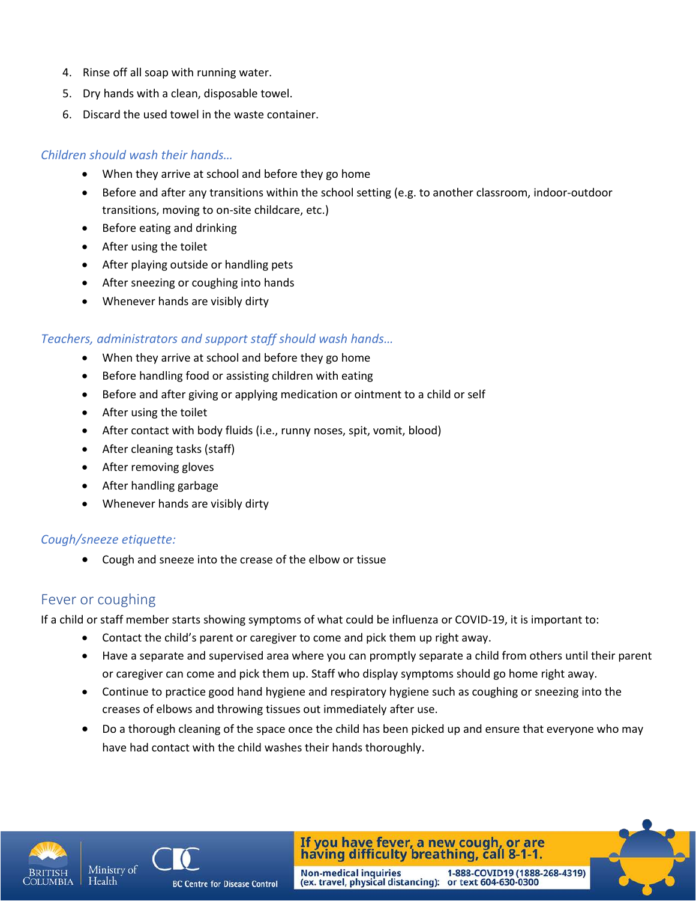4. Rinse off all soap with running water.
5. Dry hands with a clean, disposable towel.
6. Discard the used towel in the waste container.

### *Children should wash their hands…*

- When they arrive at school and before they go home
- Before and after any transitions within the school setting (e.g. to another classroom, indoor-outdoor transitions, moving to on-site childcare, etc.)
- Before eating and drinking
- After using the toilet
- After playing outside or handling pets
- After sneezing or coughing into hands
- Whenever hands are visibly dirty

### *Teachers, administrators and support staff should wash hands…*

- When they arrive at school and before they go home
- Before handling food or assisting children with eating
- Before and after giving or applying medication or ointment to a child or self
- After using the toilet
- After contact with body fluids (i.e., runny noses, spit, vomit, blood)
- After cleaning tasks (staff)
- After removing gloves
- After handling garbage
- Whenever hands are visibly dirty

### *Cough/sneeze etiquette:*

- Cough and sneeze into the crease of the elbow or tissue

## Fever or coughing

If a child or staff member starts showing symptoms of what could be influenza or COVID-19, it is important to:

- Contact the child's parent or caregiver to come and pick them up right away.
- Have a separate and supervised area where you can promptly separate a child from others until their parent or caregiver can come and pick them up. Staff who display symptoms should go home right away.
- Continue to practice good hand hygiene and respiratory hygiene such as coughing or sneezing into the creases of elbows and throwing tissues out immediately after use.
- Do a thorough cleaning of the space once the child has been picked up and ensure that everyone who may have had contact with the child washes their hands thoroughly.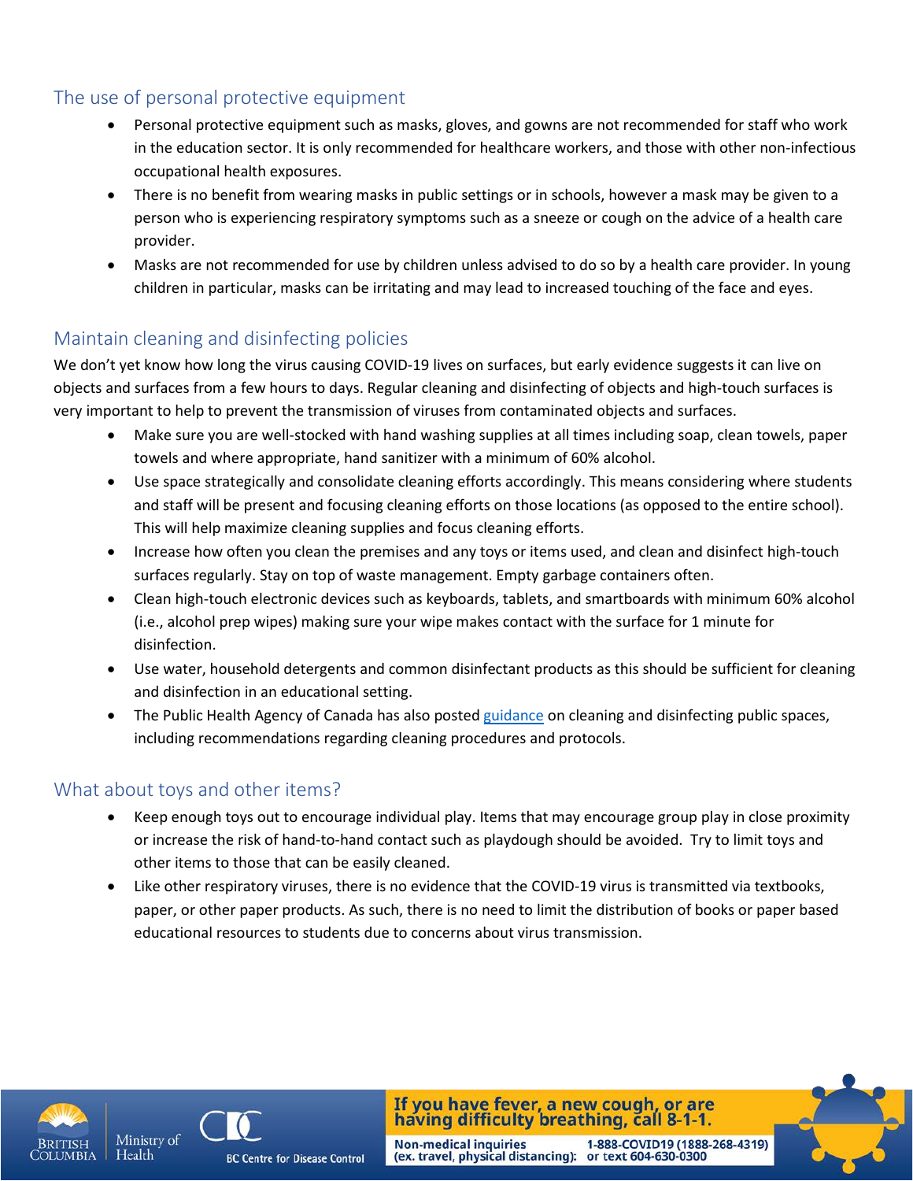## The use of personal protective equipment

- Personal protective equipment such as masks, gloves, and gowns are not recommended for staff who work in the education sector. It is only recommended for healthcare workers, and those with other non-infectious occupational health exposures.
- There is no benefit from wearing masks in public settings or in schools, however a mask may be given to a person who is experiencing respiratory symptoms such as a sneeze or cough on the advice of a health care provider.
- Masks are not recommended for use by children unless advised to do so by a health care provider. In young children in particular, masks can be irritating and may lead to increased touching of the face and eyes.

## Maintain cleaning and disinfecting policies

We don't yet know how long the virus causing COVID-19 lives on surfaces, but early evidence suggests it can live on objects and surfaces from a few hours to days. Regular cleaning and disinfecting of objects and high-touch surfaces is very important to help to prevent the transmission of viruses from contaminated objects and surfaces.

- Make sure you are well-stocked with hand washing supplies at all times including soap, clean towels, paper towels and where appropriate, hand sanitizer with a minimum of 60% alcohol.
- Use space strategically and consolidate cleaning efforts accordingly. This means considering where students and staff will be present and focusing cleaning efforts on those locations (as opposed to the entire school). This will help maximize cleaning supplies and focus cleaning efforts.
- Increase how often you clean the premises and any toys or items used, and clean and disinfect high-touch surfaces regularly. Stay on top of waste management. Empty garbage containers often.
- Clean high-touch electronic devices such as keyboards, tablets, and smartboards with minimum 60% alcohol (i.e., alcohol prep wipes) making sure your wipe makes contact with the surface for 1 minute for disinfection.
- Use water, household detergents and common disinfectant products as this should be sufficient for cleaning and disinfection in an educational setting.
- The Public Health Agency of Canada has also posted guidance on cleaning and disinfecting public spaces, including recommendations regarding cleaning procedures and protocols.

## What about toys and other items?

- Keep enough toys out to encourage individual play. Items that may encourage group play in close proximity or increase the risk of hand-to-hand contact such as playdough should be avoided. Try to limit toys and other items to those that can be easily cleaned.
- Like other respiratory viruses, there is no evidence that the COVID-19 virus is transmitted via textbooks, paper, or other paper products. As such, there is no need to limit the distribution of books or paper based educational resources to students due to concerns about virus transmission.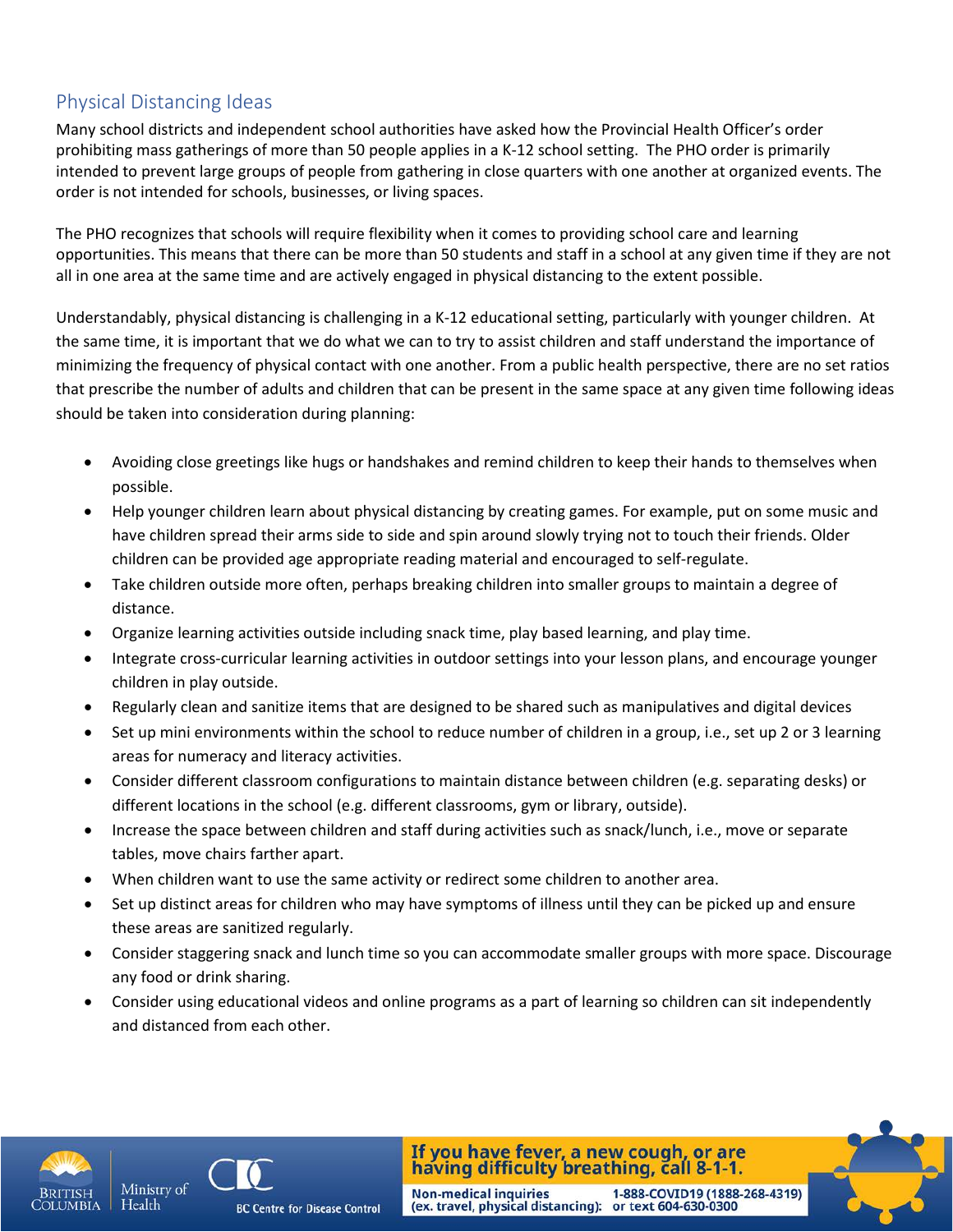## Physical Distancing Ideas

Many school districts and independent school authorities have asked how the Provincial Health Officer's order prohibiting mass gatherings of more than 50 people applies in a K-12 school setting. The PHO order is primarily intended to prevent large groups of people from gathering in close quarters with one another at organized events. The order is not intended for schools, businesses, or living spaces.

The PHO recognizes that schools will require flexibility when it comes to providing school care and learning opportunities. This means that there can be more than 50 students and staff in a school at any given time if they are not all in one area at the same time and are actively engaged in physical distancing to the extent possible.

Understandably, physical distancing is challenging in a K-12 educational setting, particularly with younger children. At the same time, it is important that we do what we can to try to assist children and staff understand the importance of minimizing the frequency of physical contact with one another. From a public health perspective, there are no set ratios that prescribe the number of adults and children that can be present in the same space at any given time following ideas should be taken into consideration during planning:

- Avoiding close greetings like hugs or handshakes and remind children to keep their hands to themselves when possible.
- Help younger children learn about physical distancing by creating games. For example, put on some music and have children spread their arms side to side and spin around slowly trying not to touch their friends. Older children can be provided age appropriate reading material and encouraged to self-regulate.
- Take children outside more often, perhaps breaking children into smaller groups to maintain a degree of distance.
- Organize learning activities outside including snack time, play based learning, and play time.
- Integrate cross-curricular learning activities in outdoor settings into your lesson plans, and encourage younger children in play outside.
- Regularly clean and sanitize items that are designed to be shared such as manipulatives and digital devices
- Set up mini environments within the school to reduce number of children in a group, i.e., set up 2 or 3 learning areas for numeracy and literacy activities.
- Consider different classroom configurations to maintain distance between children (e.g. separating desks) or different locations in the school (e.g. different classrooms, gym or library, outside).
- Increase the space between children and staff during activities such as snack/lunch, i.e., move or separate tables, move chairs farther apart.
- When children want to use the same activity or redirect some children to another area.
- Set up distinct areas for children who may have symptoms of illness until they can be picked up and ensure these areas are sanitized regularly.
- Consider staggering snack and lunch time so you can accommodate smaller groups with more space. Discourage any food or drink sharing.
- Consider using educational videos and online programs as a part of learning so children can sit independently and distanced from each other.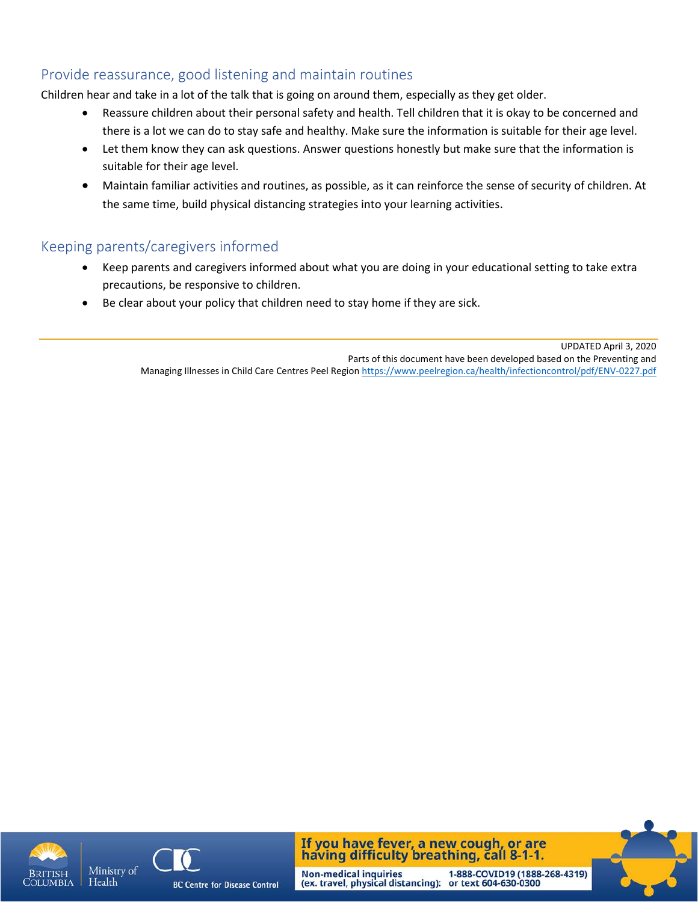## Provide reassurance, good listening and maintain routines

Children hear and take in a lot of the talk that is going on around them, especially as they get older.

- Reassure children about their personal safety and health. Tell children that it is okay to be concerned and there is a lot we can do to stay safe and healthy. Make sure the information is suitable for their age level.
- Let them know they can ask questions. Answer questions honestly but make sure that the information is suitable for their age level.
- Maintain familiar activities and routines, as possible, as it can reinforce the sense of security of children. At the same time, build physical distancing strategies into your learning activities.

## Keeping parents/caregivers informed

- Keep parents and caregivers informed about what you are doing in your educational setting to take extra precautions, be responsive to children.
- Be clear about your policy that children need to stay home if they are sick.

---

UPDATED April 3, 2020

Parts of this document have been developed based on the Preventing and Managing Illnesses in Child Care Centres Peel Region https://www.peelregion.ca/health/infectioncontrol/pdf/ENV-0227.pdf

If you have fever, a new cough, or are having difficulty breathing, call 8-1-1.

Non-medical inquiries (ex. travel, physical distancing): 1-888-COVID19 (1888-268-4319) or text 604-630-0300